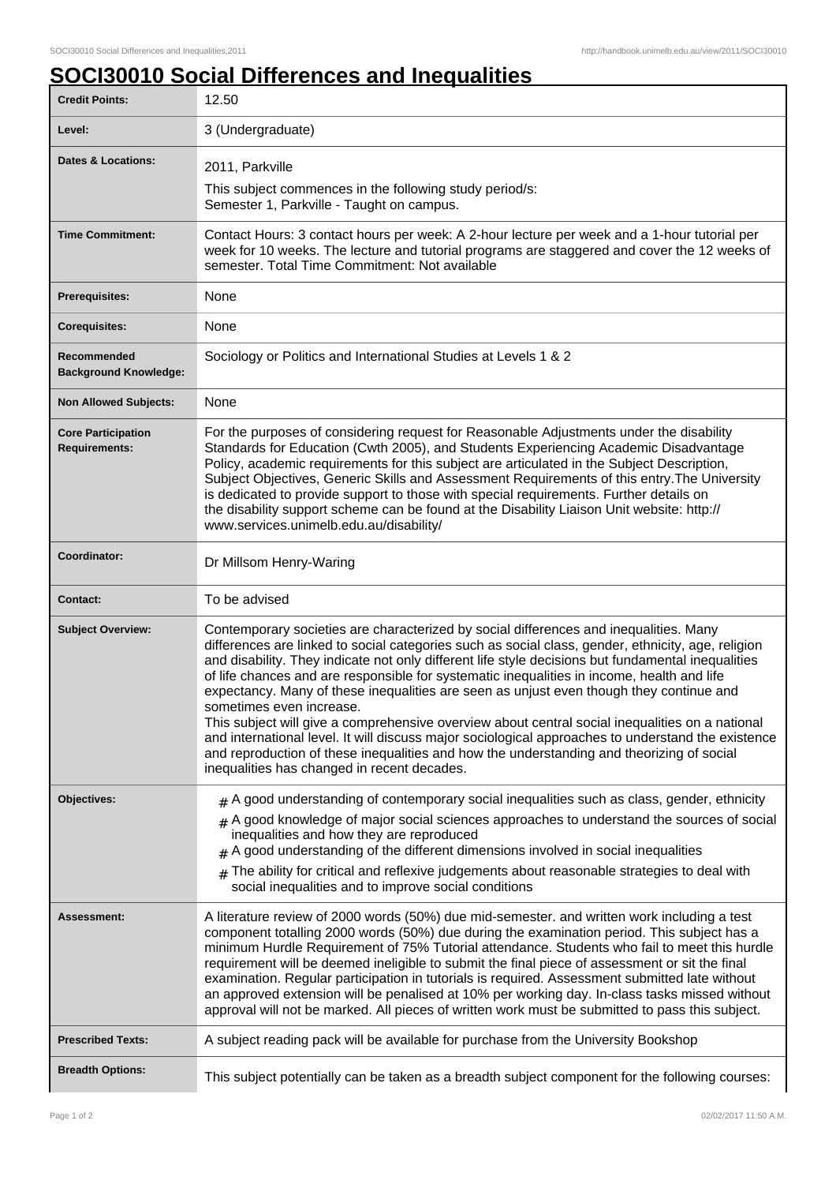# SOCI30010 Social Differences and Inequalities

| | |
|---|---|
| **Credit Points:** | 12.50 |
| **Level:** | 3 (Undergraduate) |
| **Dates & Locations:** | 2011, Parkville<br>This subject commences in the following study period/s:<br>Semester 1, Parkville - Taught on campus. |
| **Time Commitment:** | Contact Hours: 3 contact hours per week: A 2-hour lecture per week and a 1-hour tutorial per week for 10 weeks. The lecture and tutorial programs are staggered and cover the 12 weeks of semester. Total Time Commitment: Not available |
| **Prerequisites:** | None |
| **Corequisites:** | None |
| **Recommended Background Knowledge:** | Sociology or Politics and International Studies at Levels 1 & 2 |
| **Non Allowed Subjects:** | None |
| **Core Participation Requirements:** | For the purposes of considering request for Reasonable Adjustments under the disability Standards for Education (Cwth 2005), and Students Experiencing Academic Disadvantage Policy, academic requirements for this subject are articulated in the Subject Description, Subject Objectives, Generic Skills and Assessment Requirements of this entry.The University is dedicated to provide support to those with special requirements. Further details on the disability support scheme can be found at the Disability Liaison Unit website: http://www.services.unimelb.edu.au/disability/ |
| **Coordinator:** | Dr Millsom Henry-Waring |
| **Contact:** | To be advised |
| **Subject Overview:** | Contemporary societies are characterized by social differences and inequalities. Many differences are linked to social categories such as social class, gender, ethnicity, age, religion and disability. They indicate not only different life style decisions but fundamental inequalities of life chances and are responsible for systematic inequalities in income, health and life expectancy. Many of these inequalities are seen as unjust even though they continue and sometimes even increase.<br>This subject will give a comprehensive overview about central social inequalities on a national and international level. It will discuss major sociological approaches to understand the existence and reproduction of these inequalities and how the understanding and theorizing of social inequalities has changed in recent decades. |
| **Objectives:** | # A good understanding of contemporary social inequalities such as class, gender, ethnicity<br># A good knowledge of major social sciences approaches to understand the sources of social inequalities and how they are reproduced<br># A good understanding of the different dimensions involved in social inequalities<br># The ability for critical and reflexive judgements about reasonable strategies to deal with social inequalities and to improve social conditions |
| **Assessment:** | A literature review of 2000 words (50%) due mid-semester. and written work including a test component totalling 2000 words (50%) due during the examination period. This subject has a minimum Hurdle Requirement of 75% Tutorial attendance. Students who fail to meet this hurdle requirement will be deemed ineligible to submit the final piece of assessment or sit the final examination. Regular participation in tutorials is required. Assessment submitted late without an approved extension will be penalised at 10% per working day. In-class tasks missed without approval will not be marked. All pieces of written work must be submitted to pass this subject. |
| **Prescribed Texts:** | A subject reading pack will be available for purchase from the University Bookshop |
| **Breadth Options:** | This subject potentially can be taken as a breadth subject component for the following courses: |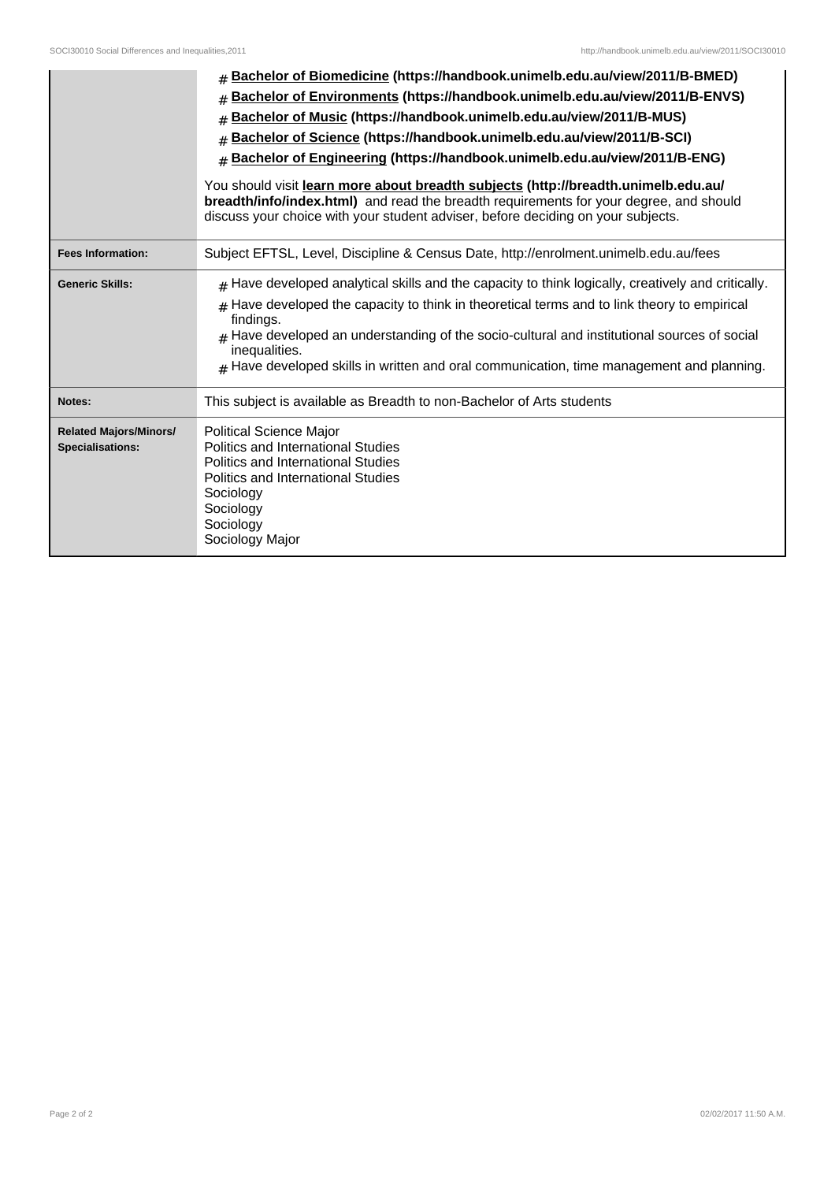| | |
|---|---|
| | # **Bachelor of Biomedicine (https://handbook.unimelb.edu.au/view/2011/B-BMED)**<br># **Bachelor of Environments (https://handbook.unimelb.edu.au/view/2011/B-ENVS)**<br># **Bachelor of Music (https://handbook.unimelb.edu.au/view/2011/B-MUS)**<br># **Bachelor of Science (https://handbook.unimelb.edu.au/view/2011/B-SCI)**<br># **Bachelor of Engineering (https://handbook.unimelb.edu.au/view/2011/B-ENG)**<br><br>You should visit **learn more about breadth subjects (http://breadth.unimelb.edu.au/breadth/info/index.html)** and read the breadth requirements for your degree, and should discuss your choice with your student adviser, before deciding on your subjects. |
| **Fees Information:** | Subject EFTSL, Level, Discipline & Census Date, http://enrolment.unimelb.edu.au/fees |
| **Generic Skills:** | # Have developed analytical skills and the capacity to think logically, creatively and critically.<br># Have developed the capacity to think in theoretical terms and to link theory to empirical findings.<br># Have developed an understanding of the socio-cultural and institutional sources of social inequalities.<br># Have developed skills in written and oral communication, time management and planning. |
| **Notes:** | This subject is available as Breadth to non-Bachelor of Arts students |
| **Related Majors/Minors/ Specialisations:** | Political Science Major<br>Politics and International Studies<br>Politics and International Studies<br>Politics and International Studies<br>Sociology<br>Sociology<br>Sociology<br>Sociology Major |